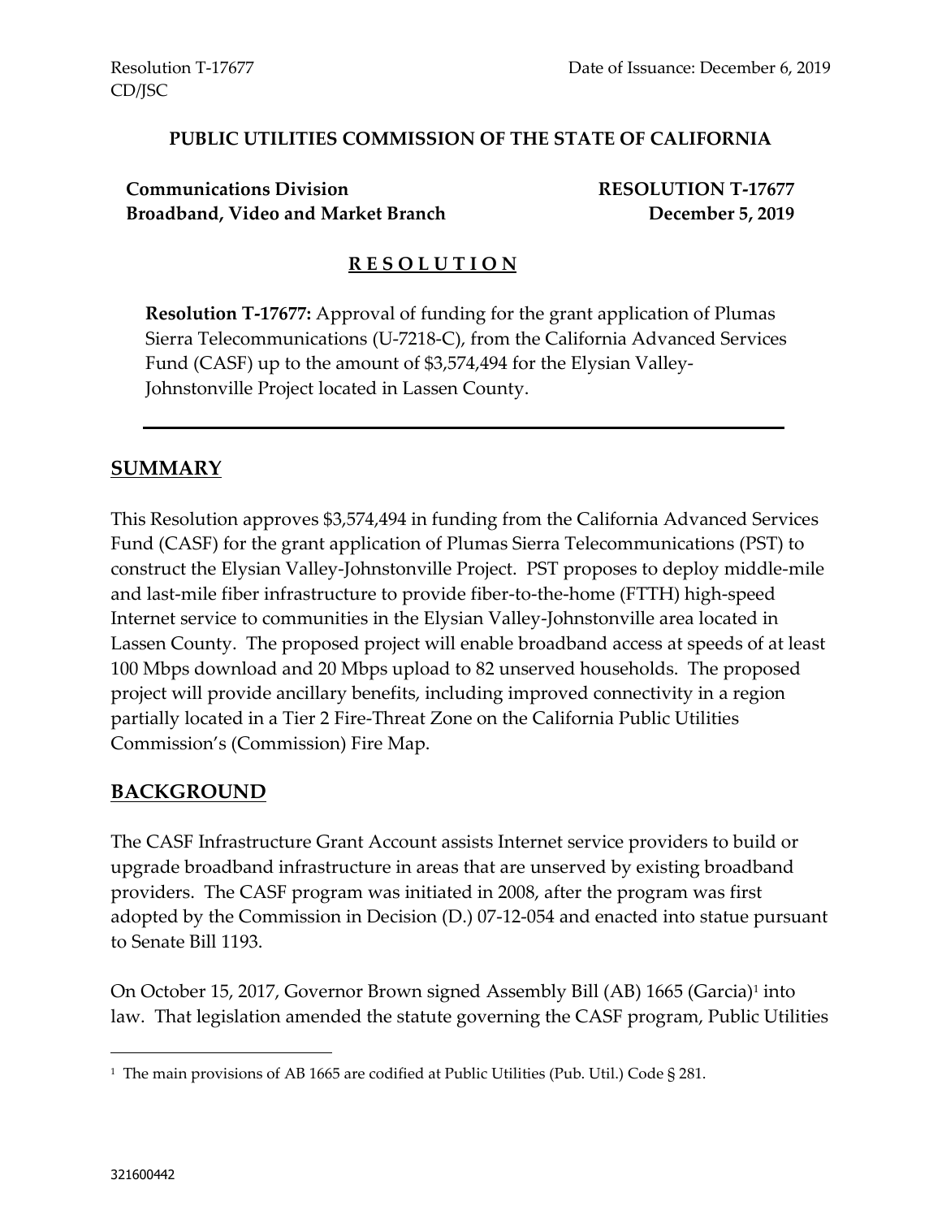Resolution T-17677
CD/JSC

Date of Issuance: December 6, 2019

**PUBLIC UTILITIES COMMISSION OF THE STATE OF CALIFORNIA**

**Communications Division**
**Broadband, Video and Market Branch**

**RESOLUTION T-17677**
**December 5, 2019**

# R E S O L U T I O N

**Resolution T-17677:** Approval of funding for the grant application of Plumas Sierra Telecommunications (U-7218-C), from the California Advanced Services Fund (CASF) up to the amount of $3,574,494 for the Elysian Valley-Johnstonville Project located in Lassen County.

---

## SUMMARY

This Resolution approves $3,574,494 in funding from the California Advanced Services Fund (CASF) for the grant application of Plumas Sierra Telecommunications (PST) to construct the Elysian Valley-Johnstonville Project. PST proposes to deploy middle-mile and last-mile fiber infrastructure to provide fiber-to-the-home (FTTH) high-speed Internet service to communities in the Elysian Valley-Johnstonville area located in Lassen County. The proposed project will enable broadband access at speeds of at least 100 Mbps download and 20 Mbps upload to 82 unserved households. The proposed project will provide ancillary benefits, including improved connectivity in a region partially located in a Tier 2 Fire-Threat Zone on the California Public Utilities Commission's (Commission) Fire Map.

## BACKGROUND

The CASF Infrastructure Grant Account assists Internet service providers to build or upgrade broadband infrastructure in areas that are unserved by existing broadband providers. The CASF program was initiated in 2008, after the program was first adopted by the Commission in Decision (D.) 07-12-054 and enacted into statue pursuant to Senate Bill 1193.

On October 15, 2017, Governor Brown signed Assembly Bill (AB) 1665 (Garcia)[1] into law. That legislation amended the statute governing the CASF program, Public Utilities

---

[1] The main provisions of AB 1665 are codified at Public Utilities (Pub. Util.) Code § 281.

321600442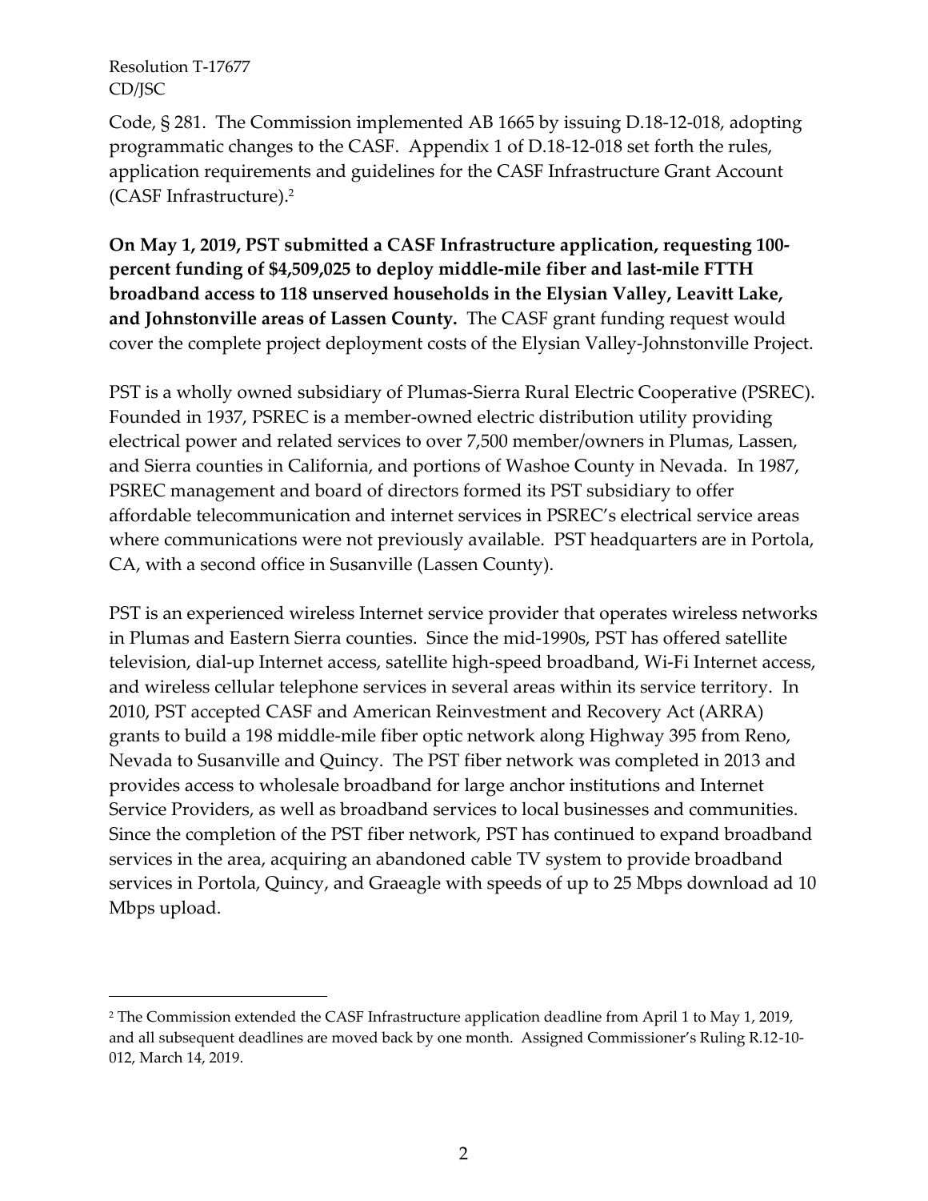Code, § 281. The Commission implemented AB 1665 by issuing D.18-12-018, adopting programmatic changes to the CASF. Appendix 1 of D.18-12-018 set forth the rules, application requirements and guidelines for the CASF Infrastructure Grant Account (CASF Infrastructure).[2]

**On May 1, 2019, PST submitted a CASF Infrastructure application, requesting 100-percent funding of $4,509,025 to deploy middle-mile fiber and last-mile FTTH broadband access to 118 unserved households in the Elysian Valley, Leavitt Lake, and Johnstonville areas of Lassen County.** The CASF grant funding request would cover the complete project deployment costs of the Elysian Valley-Johnstonville Project.

PST is a wholly owned subsidiary of Plumas-Sierra Rural Electric Cooperative (PSREC). Founded in 1937, PSREC is a member-owned electric distribution utility providing electrical power and related services to over 7,500 member/owners in Plumas, Lassen, and Sierra counties in California, and portions of Washoe County in Nevada. In 1987, PSREC management and board of directors formed its PST subsidiary to offer affordable telecommunication and internet services in PSREC's electrical service areas where communications were not previously available. PST headquarters are in Portola, CA, with a second office in Susanville (Lassen County).

PST is an experienced wireless Internet service provider that operates wireless networks in Plumas and Eastern Sierra counties. Since the mid-1990s, PST has offered satellite television, dial-up Internet access, satellite high-speed broadband, Wi-Fi Internet access, and wireless cellular telephone services in several areas within its service territory. In 2010, PST accepted CASF and American Reinvestment and Recovery Act (ARRA) grants to build a 198 middle-mile fiber optic network along Highway 395 from Reno, Nevada to Susanville and Quincy. The PST fiber network was completed in 2013 and provides access to wholesale broadband for large anchor institutions and Internet Service Providers, as well as broadband services to local businesses and communities. Since the completion of the PST fiber network, PST has continued to expand broadband services in the area, acquiring an abandoned cable TV system to provide broadband services in Portola, Quincy, and Graeagle with speeds of up to 25 Mbps download ad 10 Mbps upload.

---

[2] The Commission extended the CASF Infrastructure application deadline from April 1 to May 1, 2019, and all subsequent deadlines are moved back by one month. Assigned Commissioner's Ruling R.12-10-012, March 14, 2019.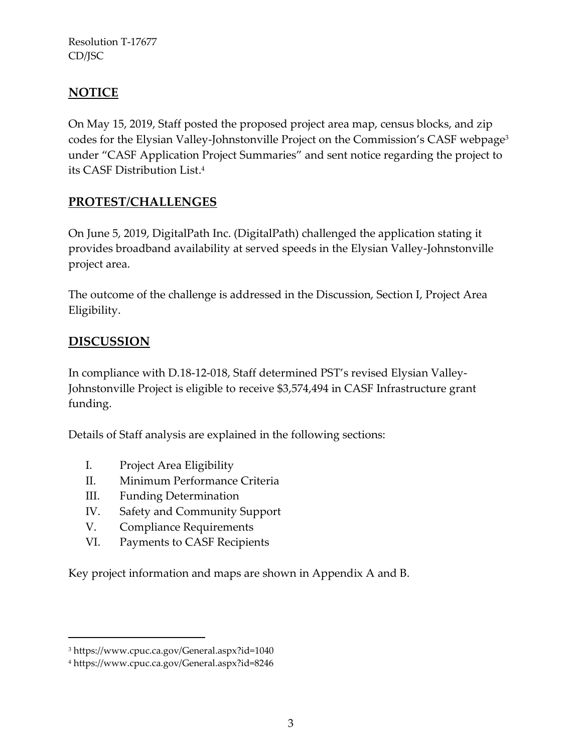## NOTICE

On May 15, 2019, Staff posted the proposed project area map, census blocks, and zip codes for the Elysian Valley-Johnstonville Project on the Commission's CASF webpage[3] under "CASF Application Project Summaries" and sent notice regarding the project to its CASF Distribution List.[4]

## PROTEST/CHALLENGES

On June 5, 2019, DigitalPath Inc. (DigitalPath) challenged the application stating it provides broadband availability at served speeds in the Elysian Valley-Johnstonville project area.

The outcome of the challenge is addressed in the Discussion, Section I, Project Area Eligibility.

## DISCUSSION

In compliance with D.18-12-018, Staff determined PST's revised Elysian Valley-Johnstonville Project is eligible to receive $3,574,494 in CASF Infrastructure grant funding.

Details of Staff analysis are explained in the following sections:

I. Project Area Eligibility
II. Minimum Performance Criteria
III. Funding Determination
IV. Safety and Community Support
V. Compliance Requirements
VI. Payments to CASF Recipients

Key project information and maps are shown in Appendix A and B.

---

[3] https://www.cpuc.ca.gov/General.aspx?id=1040

[4] https://www.cpuc.ca.gov/General.aspx?id=8246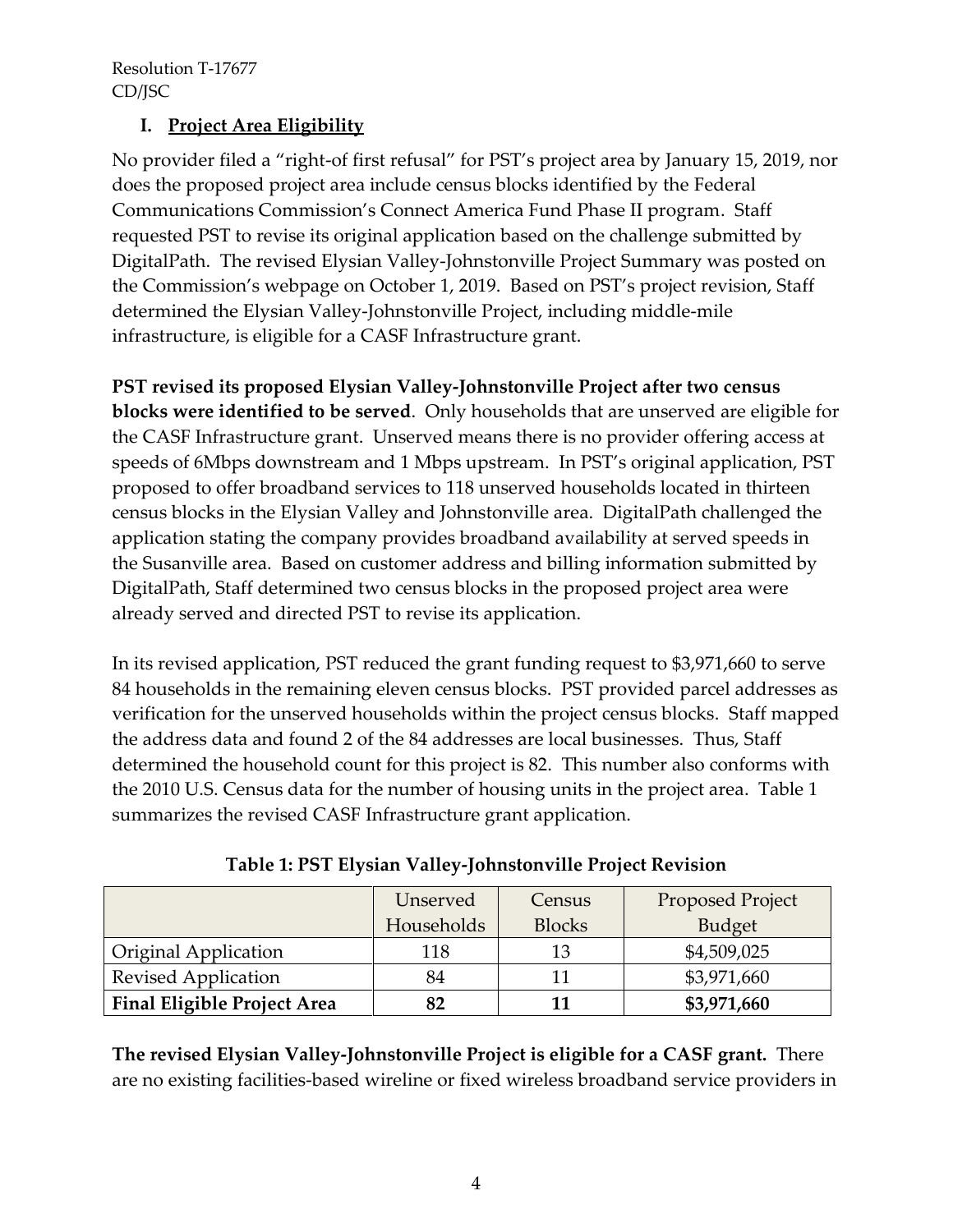## I. Project Area Eligibility

No provider filed a "right-of first refusal" for PST's project area by January 15, 2019, nor does the proposed project area include census blocks identified by the Federal Communications Commission's Connect America Fund Phase II program. Staff requested PST to revise its original application based on the challenge submitted by DigitalPath. The revised Elysian Valley-Johnstonville Project Summary was posted on the Commission's webpage on October 1, 2019. Based on PST's project revision, Staff determined the Elysian Valley-Johnstonville Project, including middle-mile infrastructure, is eligible for a CASF Infrastructure grant.

**PST revised its proposed Elysian Valley-Johnstonville Project after two census blocks were identified to be served**. Only households that are unserved are eligible for the CASF Infrastructure grant. Unserved means there is no provider offering access at speeds of 6Mbps downstream and 1 Mbps upstream. In PST's original application, PST proposed to offer broadband services to 118 unserved households located in thirteen census blocks in the Elysian Valley and Johnstonville area. DigitalPath challenged the application stating the company provides broadband availability at served speeds in the Susanville area. Based on customer address and billing information submitted by DigitalPath, Staff determined two census blocks in the proposed project area were already served and directed PST to revise its application.

In its revised application, PST reduced the grant funding request to $3,971,660 to serve 84 households in the remaining eleven census blocks. PST provided parcel addresses as verification for the unserved households within the project census blocks. Staff mapped the address data and found 2 of the 84 addresses are local businesses. Thus, Staff determined the household count for this project is 82. This number also conforms with the 2010 U.S. Census data for the number of housing units in the project area. Table 1 summarizes the revised CASF Infrastructure grant application.

**Table 1: PST Elysian Valley-Johnstonville Project Revision**

| | Unserved Households | Census Blocks | Proposed Project Budget |
|---|---|---|---|
| Original Application | 118 | 13 | $4,509,025 |
| Revised Application | 84 | 11 | $3,971,660 |
| **Final Eligible Project Area** | **82** | **11** | **$3,971,660** |

**The revised Elysian Valley-Johnstonville Project is eligible for a CASF grant.** There are no existing facilities-based wireline or fixed wireless broadband service providers in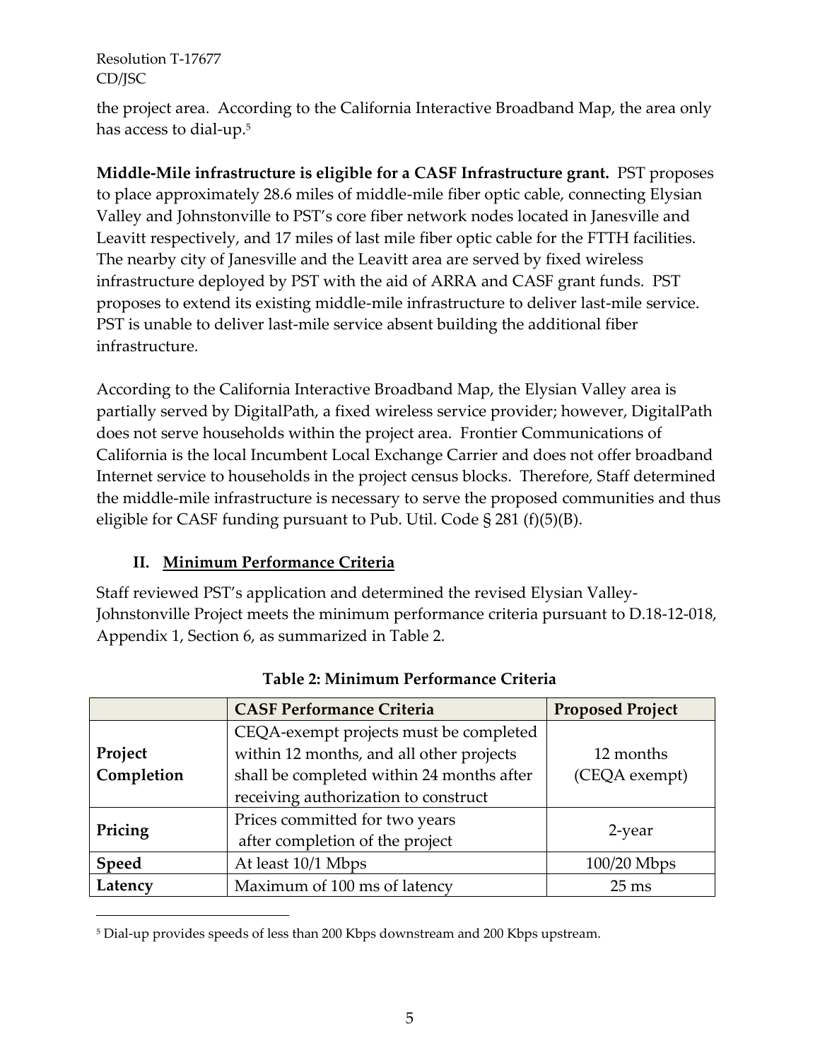the project area. According to the California Interactive Broadband Map, the area only has access to dial-up.[5]

**Middle-Mile infrastructure is eligible for a CASF Infrastructure grant.** PST proposes to place approximately 28.6 miles of middle-mile fiber optic cable, connecting Elysian Valley and Johnstonville to PST's core fiber network nodes located in Janesville and Leavitt respectively, and 17 miles of last mile fiber optic cable for the FTTH facilities. The nearby city of Janesville and the Leavitt area are served by fixed wireless infrastructure deployed by PST with the aid of ARRA and CASF grant funds. PST proposes to extend its existing middle-mile infrastructure to deliver last-mile service. PST is unable to deliver last-mile service absent building the additional fiber infrastructure.

According to the California Interactive Broadband Map, the Elysian Valley area is partially served by DigitalPath, a fixed wireless service provider; however, DigitalPath does not serve households within the project area. Frontier Communications of California is the local Incumbent Local Exchange Carrier and does not offer broadband Internet service to households in the project census blocks. Therefore, Staff determined the middle-mile infrastructure is necessary to serve the proposed communities and thus eligible for CASF funding pursuant to Pub. Util. Code § 281 (f)(5)(B).

## II. Minimum Performance Criteria

Staff reviewed PST's application and determined the revised Elysian Valley-Johnstonville Project meets the minimum performance criteria pursuant to D.18-12-018, Appendix 1, Section 6, as summarized in Table 2.

**Table 2: Minimum Performance Criteria**

| | CASF Performance Criteria | Proposed Project |
|---|---|---|
| **Project Completion** | CEQA-exempt projects must be completed within 12 months, and all other projects shall be completed within 24 months after receiving authorization to construct | 12 months (CEQA exempt) |
| **Pricing** | Prices committed for two years after completion of the project | 2-year |
| **Speed** | At least 10/1 Mbps | 100/20 Mbps |
| **Latency** | Maximum of 100 ms of latency | 25 ms |

[5] Dial-up provides speeds of less than 200 Kbps downstream and 200 Kbps upstream.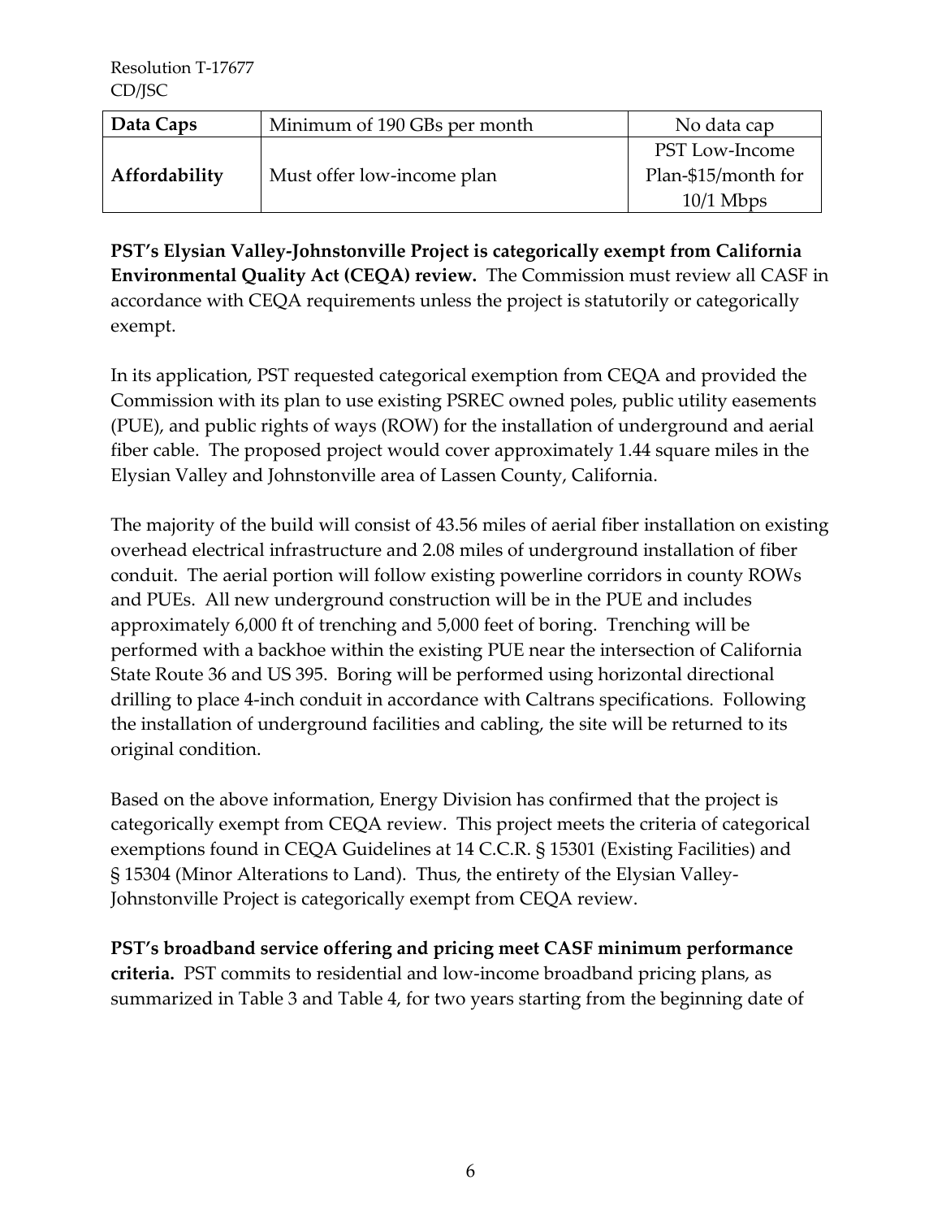| Data Caps | Minimum of 190 GBs per month | No data cap |
|---|---|---|
| Affordability | Must offer low-income plan | PST Low-Income Plan-$15/month for 10/1 Mbps |

**PST's Elysian Valley-Johnstonville Project is categorically exempt from California Environmental Quality Act (CEQA) review.** The Commission must review all CASF in accordance with CEQA requirements unless the project is statutorily or categorically exempt.

In its application, PST requested categorical exemption from CEQA and provided the Commission with its plan to use existing PSREC owned poles, public utility easements (PUE), and public rights of ways (ROW) for the installation of underground and aerial fiber cable. The proposed project would cover approximately 1.44 square miles in the Elysian Valley and Johnstonville area of Lassen County, California.

The majority of the build will consist of 43.56 miles of aerial fiber installation on existing overhead electrical infrastructure and 2.08 miles of underground installation of fiber conduit. The aerial portion will follow existing powerline corridors in county ROWs and PUEs. All new underground construction will be in the PUE and includes approximately 6,000 ft of trenching and 5,000 feet of boring. Trenching will be performed with a backhoe within the existing PUE near the intersection of California State Route 36 and US 395. Boring will be performed using horizontal directional drilling to place 4-inch conduit in accordance with Caltrans specifications. Following the installation of underground facilities and cabling, the site will be returned to its original condition.

Based on the above information, Energy Division has confirmed that the project is categorically exempt from CEQA review. This project meets the criteria of categorical exemptions found in CEQA Guidelines at 14 C.C.R. § 15301 (Existing Facilities) and § 15304 (Minor Alterations to Land). Thus, the entirety of the Elysian Valley-Johnstonville Project is categorically exempt from CEQA review.

**PST's broadband service offering and pricing meet CASF minimum performance criteria.** PST commits to residential and low-income broadband pricing plans, as summarized in Table 3 and Table 4, for two years starting from the beginning date of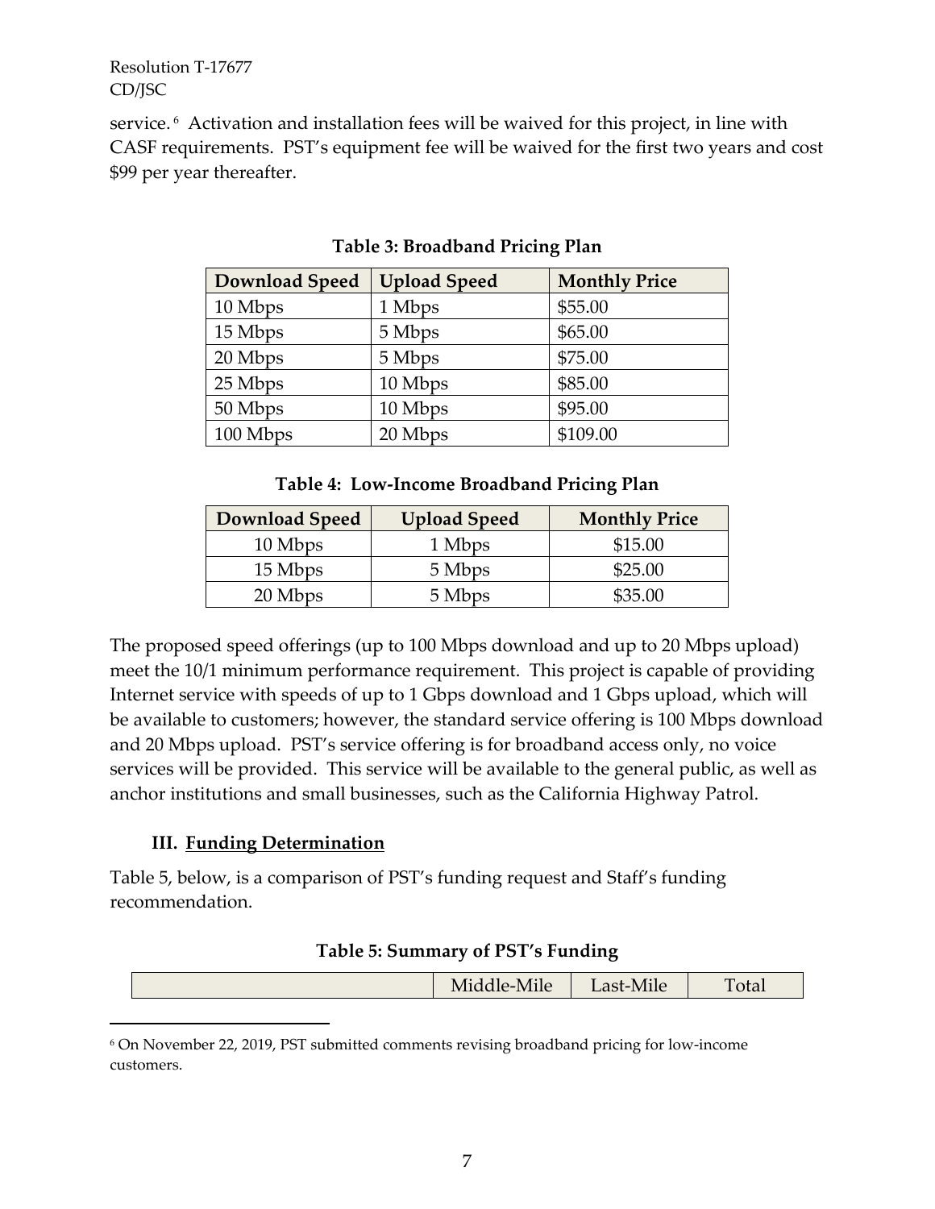service.[6] Activation and installation fees will be waived for this project, in line with CASF requirements. PST's equipment fee will be waived for the first two years and cost $99 per year thereafter.

**Table 3: Broadband Pricing Plan**

| Download Speed | Upload Speed | Monthly Price |
|---|---|---|
| 10 Mbps | 1 Mbps | $55.00 |
| 15 Mbps | 5 Mbps | $65.00 |
| 20 Mbps | 5 Mbps | $75.00 |
| 25 Mbps | 10 Mbps | $85.00 |
| 50 Mbps | 10 Mbps | $95.00 |
| 100 Mbps | 20 Mbps | $109.00 |

**Table 4: Low-Income Broadband Pricing Plan**

| Download Speed | Upload Speed | Monthly Price |
|---|---|---|
| 10 Mbps | 1 Mbps | $15.00 |
| 15 Mbps | 5 Mbps | $25.00 |
| 20 Mbps | 5 Mbps | $35.00 |

The proposed speed offerings (up to 100 Mbps download and up to 20 Mbps upload) meet the 10/1 minimum performance requirement. This project is capable of providing Internet service with speeds of up to 1 Gbps download and 1 Gbps upload, which will be available to customers; however, the standard service offering is 100 Mbps download and 20 Mbps upload. PST's service offering is for broadband access only, no voice services will be provided. This service will be available to the general public, as well as anchor institutions and small businesses, such as the California Highway Patrol.

## III. Funding Determination

Table 5, below, is a comparison of PST's funding request and Staff's funding recommendation.

**Table 5: Summary of PST's Funding**

| | Middle-Mile | Last-Mile | Total |
|---|---|---|---|

[6] On November 22, 2019, PST submitted comments revising broadband pricing for low-income customers.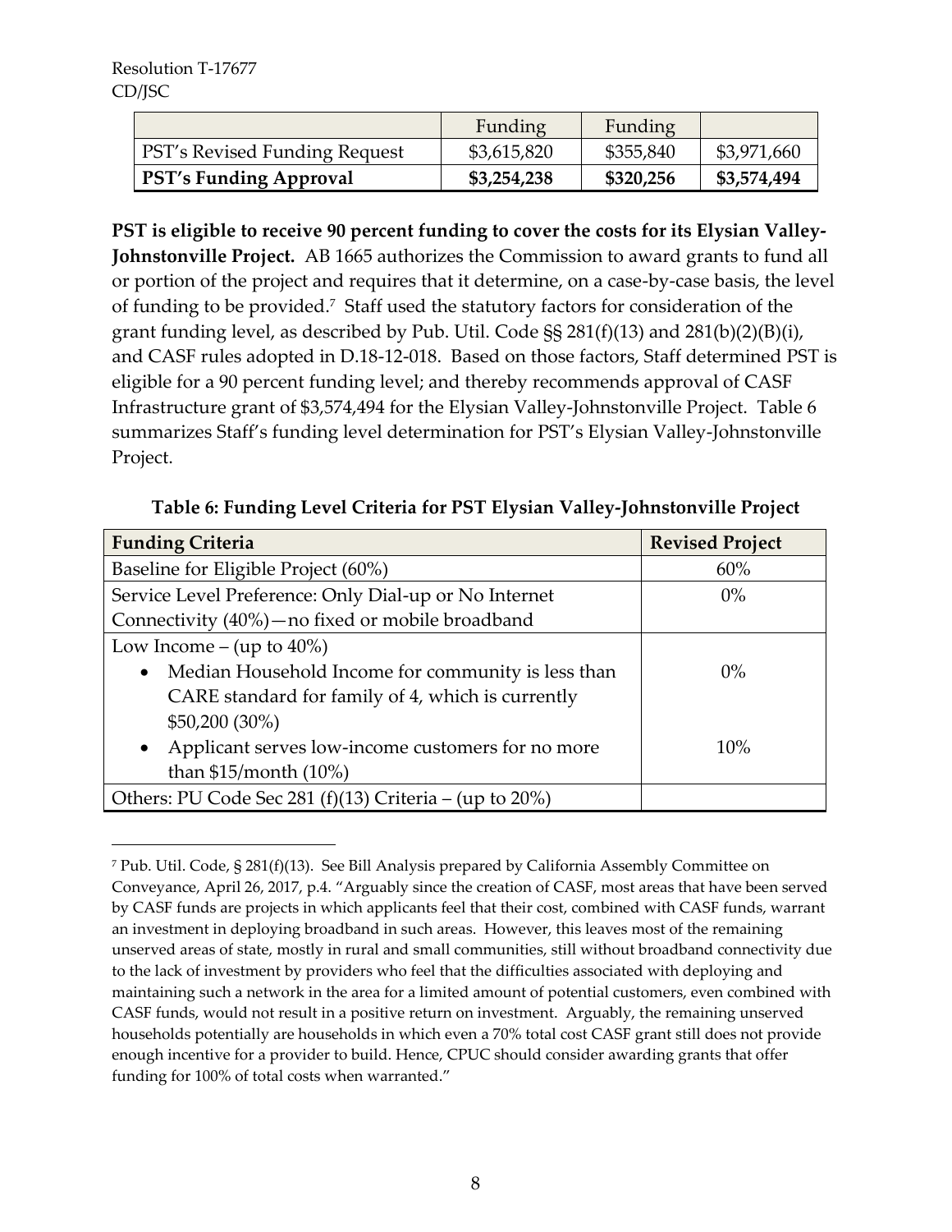| | Funding | Funding | |
|---|---|---|---|
| PST's Revised Funding Request | \$3,615,820 | \$355,840 | \$3,971,660 |
| **PST's Funding Approval** | **\$3,254,238** | **\$320,256** | **\$3,574,494** |

**PST is eligible to receive 90 percent funding to cover the costs for its Elysian Valley-Johnstonville Project.** AB 1665 authorizes the Commission to award grants to fund all or portion of the project and requires that it determine, on a case-by-case basis, the level of funding to be provided.[7] Staff used the statutory factors for consideration of the grant funding level, as described by Pub. Util. Code §§ 281(f)(13) and 281(b)(2)(B)(i), and CASF rules adopted in D.18-12-018. Based on those factors, Staff determined PST is eligible for a 90 percent funding level; and thereby recommends approval of CASF Infrastructure grant of \$3,574,494 for the Elysian Valley-Johnstonville Project. Table 6 summarizes Staff's funding level determination for PST's Elysian Valley-Johnstonville Project.

**Table 6: Funding Level Criteria for PST Elysian Valley-Johnstonville Project**

| Funding Criteria | Revised Project |
|---|---|
| Baseline for Eligible Project (60%) | 60% |
| Service Level Preference: Only Dial-up or No Internet Connectivity (40%)—no fixed or mobile broadband | 0% |
| Low Income – (up to 40%) | |
| • Median Household Income for community is less than CARE standard for family of 4, which is currently \$50,200 (30%) | 0% |
| • Applicant serves low-income customers for no more than \$15/month (10%) | 10% |
| Others: PU Code Sec 281 (f)(13) Criteria – (up to 20%) | |

[7] Pub. Util. Code, § 281(f)(13). See Bill Analysis prepared by California Assembly Committee on Conveyance, April 26, 2017, p.4. "Arguably since the creation of CASF, most areas that have been served by CASF funds are projects in which applicants feel that their cost, combined with CASF funds, warrant an investment in deploying broadband in such areas. However, this leaves most of the remaining unserved areas of state, mostly in rural and small communities, still without broadband connectivity due to the lack of investment by providers who feel that the difficulties associated with deploying and maintaining such a network in the area for a limited amount of potential customers, even combined with CASF funds, would not result in a positive return on investment. Arguably, the remaining unserved households potentially are households in which even a 70% total cost CASF grant still does not provide enough incentive for a provider to build. Hence, CPUC should consider awarding grants that offer funding for 100% of total costs when warranted."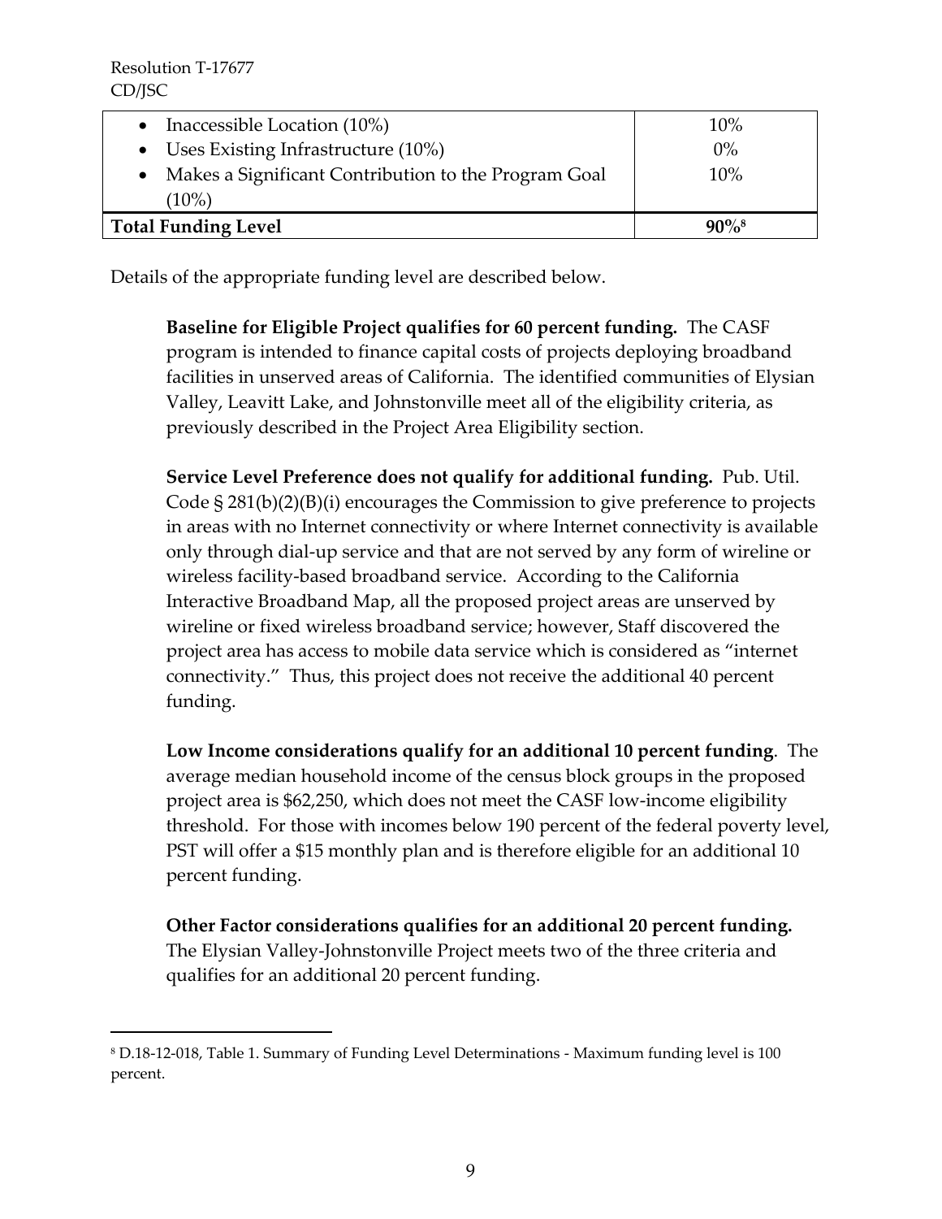| | |
|---|---|
| • Inaccessible Location (10%) | 10% |
| • Uses Existing Infrastructure (10%) | 0% |
| • Makes a Significant Contribution to the Program Goal (10%) | 10% |
| **Total Funding Level** | **90%[8]** |

Details of the appropriate funding level are described below.

**Baseline for Eligible Project qualifies for 60 percent funding.** The CASF program is intended to finance capital costs of projects deploying broadband facilities in unserved areas of California. The identified communities of Elysian Valley, Leavitt Lake, and Johnstonville meet all of the eligibility criteria, as previously described in the Project Area Eligibility section.

**Service Level Preference does not qualify for additional funding.** Pub. Util. Code § 281(b)(2)(B)(i) encourages the Commission to give preference to projects in areas with no Internet connectivity or where Internet connectivity is available only through dial-up service and that are not served by any form of wireline or wireless facility-based broadband service. According to the California Interactive Broadband Map, all the proposed project areas are unserved by wireline or fixed wireless broadband service; however, Staff discovered the project area has access to mobile data service which is considered as "internet connectivity." Thus, this project does not receive the additional 40 percent funding.

**Low Income considerations qualify for an additional 10 percent funding**. The average median household income of the census block groups in the proposed project area is $62,250, which does not meet the CASF low-income eligibility threshold. For those with incomes below 190 percent of the federal poverty level, PST will offer a $15 monthly plan and is therefore eligible for an additional 10 percent funding.

**Other Factor considerations qualifies for an additional 20 percent funding.** The Elysian Valley-Johnstonville Project meets two of the three criteria and qualifies for an additional 20 percent funding.

[8] D.18-12-018, Table 1. Summary of Funding Level Determinations - Maximum funding level is 100 percent.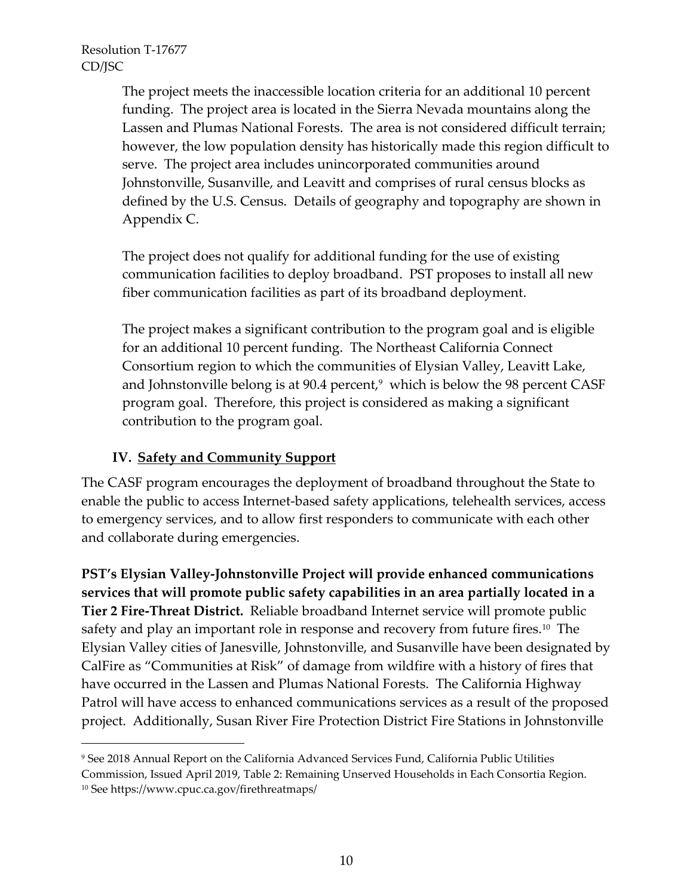The project meets the inaccessible location criteria for an additional 10 percent funding. The project area is located in the Sierra Nevada mountains along the Lassen and Plumas National Forests. The area is not considered difficult terrain; however, the low population density has historically made this region difficult to serve. The project area includes unincorporated communities around Johnstonville, Susanville, and Leavitt and comprises of rural census blocks as defined by the U.S. Census. Details of geography and topography are shown in Appendix C.

The project does not qualify for additional funding for the use of existing communication facilities to deploy broadband. PST proposes to install all new fiber communication facilities as part of its broadband deployment.

The project makes a significant contribution to the program goal and is eligible for an additional 10 percent funding. The Northeast California Connect Consortium region to which the communities of Elysian Valley, Leavitt Lake, and Johnstonville belong is at 90.4 percent,[9] which is below the 98 percent CASF program goal. Therefore, this project is considered as making a significant contribution to the program goal.

## IV. Safety and Community Support

The CASF program encourages the deployment of broadband throughout the State to enable the public to access Internet-based safety applications, telehealth services, access to emergency services, and to allow first responders to communicate with each other and collaborate during emergencies.

**PST's Elysian Valley-Johnstonville Project will provide enhanced communications services that will promote public safety capabilities in an area partially located in a Tier 2 Fire-Threat District.** Reliable broadband Internet service will promote public safety and play an important role in response and recovery from future fires.[10] The Elysian Valley cities of Janesville, Johnstonville, and Susanville have been designated by CalFire as "Communities at Risk" of damage from wildfire with a history of fires that have occurred in the Lassen and Plumas National Forests. The California Highway Patrol will have access to enhanced communications services as a result of the proposed project. Additionally, Susan River Fire Protection District Fire Stations in Johnstonville

---

[9] See 2018 Annual Report on the California Advanced Services Fund, California Public Utilities Commission, Issued April 2019, Table 2: Remaining Unserved Households in Each Consortia Region.

[10] See https://www.cpuc.ca.gov/firethreatmaps/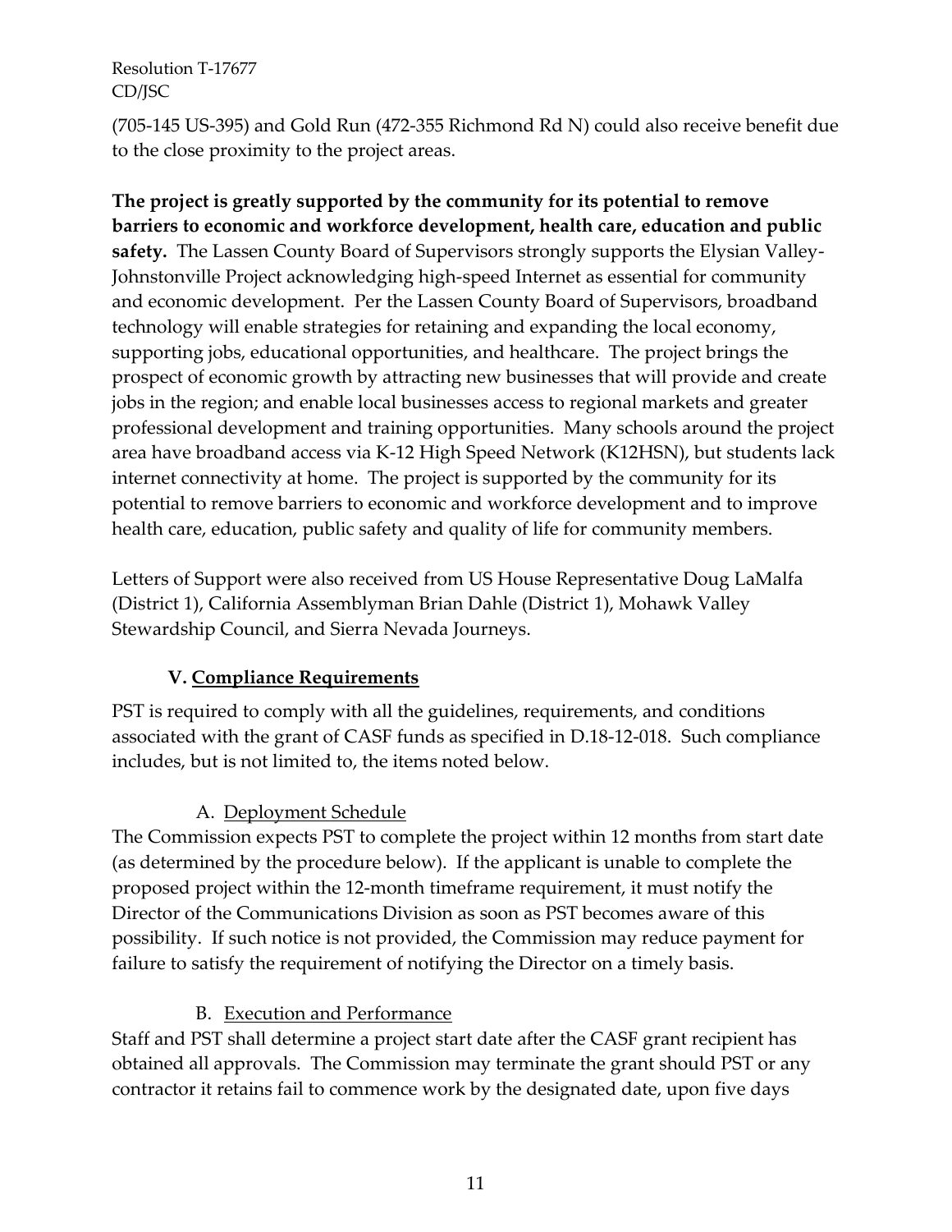(705-145 US-395) and Gold Run (472-355 Richmond Rd N) could also receive benefit due to the close proximity to the project areas.

**The project is greatly supported by the community for its potential to remove barriers to economic and workforce development, health care, education and public safety.** The Lassen County Board of Supervisors strongly supports the Elysian Valley-Johnstonville Project acknowledging high-speed Internet as essential for community and economic development. Per the Lassen County Board of Supervisors, broadband technology will enable strategies for retaining and expanding the local economy, supporting jobs, educational opportunities, and healthcare. The project brings the prospect of economic growth by attracting new businesses that will provide and create jobs in the region; and enable local businesses access to regional markets and greater professional development and training opportunities. Many schools around the project area have broadband access via K-12 High Speed Network (K12HSN), but students lack internet connectivity at home. The project is supported by the community for its potential to remove barriers to economic and workforce development and to improve health care, education, public safety and quality of life for community members.

Letters of Support were also received from US House Representative Doug LaMalfa (District 1), California Assemblyman Brian Dahle (District 1), Mohawk Valley Stewardship Council, and Sierra Nevada Journeys.

## V. Compliance Requirements

PST is required to comply with all the guidelines, requirements, and conditions associated with the grant of CASF funds as specified in D.18-12-018. Such compliance includes, but is not limited to, the items noted below.

### A. Deployment Schedule

The Commission expects PST to complete the project within 12 months from start date (as determined by the procedure below). If the applicant is unable to complete the proposed project within the 12-month timeframe requirement, it must notify the Director of the Communications Division as soon as PST becomes aware of this possibility. If such notice is not provided, the Commission may reduce payment for failure to satisfy the requirement of notifying the Director on a timely basis.

### B. Execution and Performance

Staff and PST shall determine a project start date after the CASF grant recipient has obtained all approvals. The Commission may terminate the grant should PST or any contractor it retains fail to commence work by the designated date, upon five days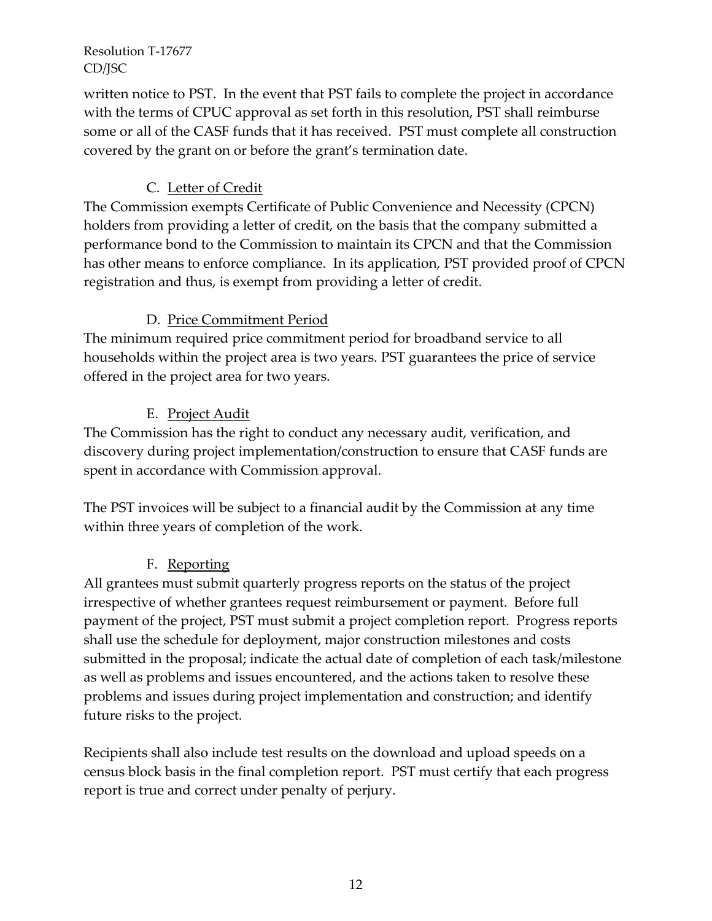written notice to PST. In the event that PST fails to complete the project in accordance with the terms of CPUC approval as set forth in this resolution, PST shall reimburse some or all of the CASF funds that it has received. PST must complete all construction covered by the grant on or before the grant's termination date.

### C. Letter of Credit

The Commission exempts Certificate of Public Convenience and Necessity (CPCN) holders from providing a letter of credit, on the basis that the company submitted a performance bond to the Commission to maintain its CPCN and that the Commission has other means to enforce compliance. In its application, PST provided proof of CPCN registration and thus, is exempt from providing a letter of credit.

### D. Price Commitment Period

The minimum required price commitment period for broadband service to all households within the project area is two years. PST guarantees the price of service offered in the project area for two years.

### E. Project Audit

The Commission has the right to conduct any necessary audit, verification, and discovery during project implementation/construction to ensure that CASF funds are spent in accordance with Commission approval.

The PST invoices will be subject to a financial audit by the Commission at any time within three years of completion of the work.

### F. Reporting

All grantees must submit quarterly progress reports on the status of the project irrespective of whether grantees request reimbursement or payment. Before full payment of the project, PST must submit a project completion report. Progress reports shall use the schedule for deployment, major construction milestones and costs submitted in the proposal; indicate the actual date of completion of each task/milestone as well as problems and issues encountered, and the actions taken to resolve these problems and issues during project implementation and construction; and identify future risks to the project.

Recipients shall also include test results on the download and upload speeds on a census block basis in the final completion report. PST must certify that each progress report is true and correct under penalty of perjury.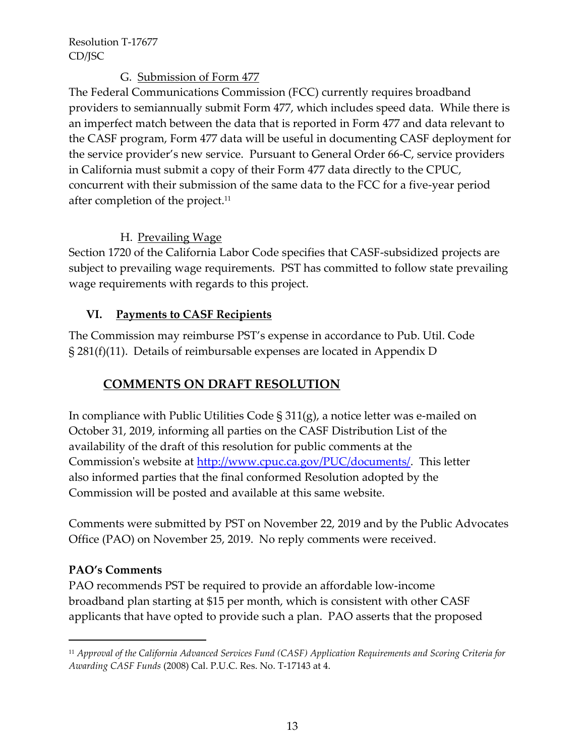### G. Submission of Form 477

The Federal Communications Commission (FCC) currently requires broadband providers to semiannually submit Form 477, which includes speed data. While there is an imperfect match between the data that is reported in Form 477 and data relevant to the CASF program, Form 477 data will be useful in documenting CASF deployment for the service provider's new service. Pursuant to General Order 66-C, service providers in California must submit a copy of their Form 477 data directly to the CPUC, concurrent with their submission of the same data to the FCC for a five-year period after completion of the project.[11]

### H. Prevailing Wage

Section 1720 of the California Labor Code specifies that CASF-subsidized projects are subject to prevailing wage requirements. PST has committed to follow state prevailing wage requirements with regards to this project.

## VI. Payments to CASF Recipients

The Commission may reimburse PST's expense in accordance to Pub. Util. Code § 281(f)(11). Details of reimbursable expenses are located in Appendix D

## COMMENTS ON DRAFT RESOLUTION

In compliance with Public Utilities Code § 311(g), a notice letter was e-mailed on October 31, 2019, informing all parties on the CASF Distribution List of the availability of the draft of this resolution for public comments at the Commission's website at http://www.cpuc.ca.gov/PUC/documents/. This letter also informed parties that the final conformed Resolution adopted by the Commission will be posted and available at this same website.

Comments were submitted by PST on November 22, 2019 and by the Public Advocates Office (PAO) on November 25, 2019. No reply comments were received.

**PAO's Comments**

PAO recommends PST be required to provide an affordable low-income broadband plan starting at $15 per month, which is consistent with other CASF applicants that have opted to provide such a plan. PAO asserts that the proposed

---

[11] *Approval of the California Advanced Services Fund (CASF) Application Requirements and Scoring Criteria for Awarding CASF Funds* (2008) Cal. P.U.C. Res. No. T-17143 at 4.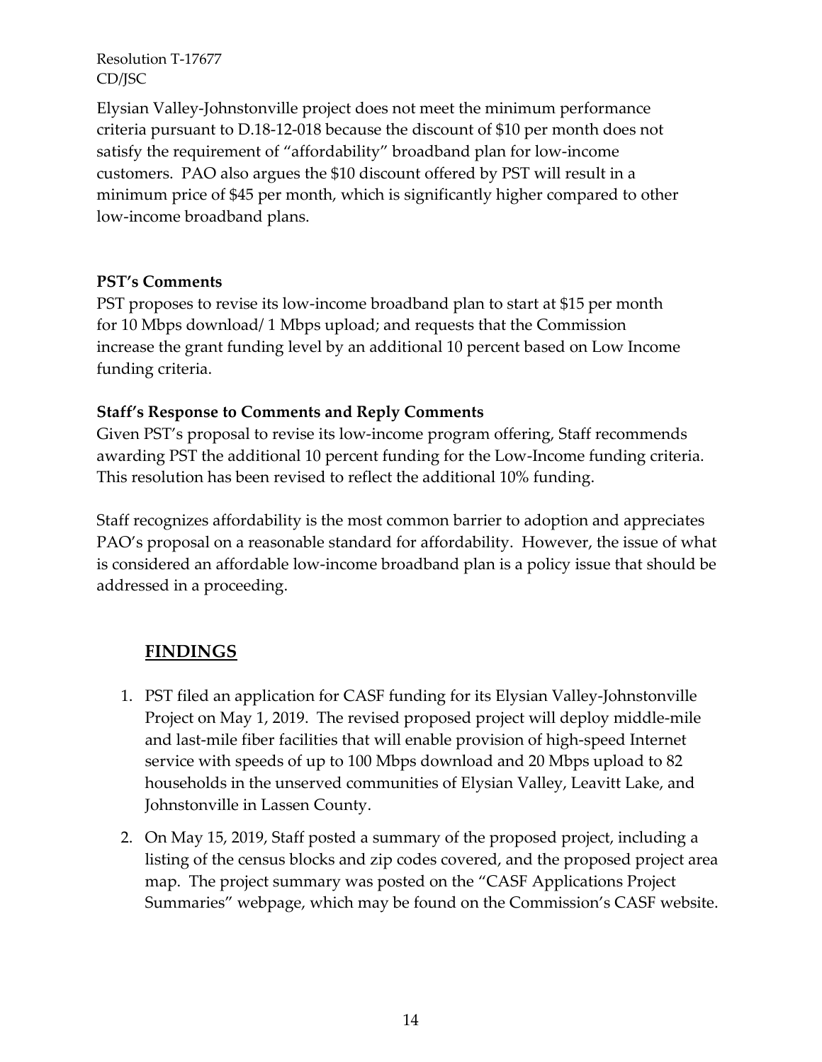Elysian Valley-Johnstonville project does not meet the minimum performance criteria pursuant to D.18-12-018 because the discount of $10 per month does not satisfy the requirement of "affordability" broadband plan for low-income customers. PAO also argues the $10 discount offered by PST will result in a minimum price of $45 per month, which is significantly higher compared to other low-income broadband plans.

**PST's Comments**

PST proposes to revise its low-income broadband plan to start at $15 per month for 10 Mbps download/ 1 Mbps upload; and requests that the Commission increase the grant funding level by an additional 10 percent based on Low Income funding criteria.

**Staff's Response to Comments and Reply Comments**

Given PST's proposal to revise its low-income program offering, Staff recommends awarding PST the additional 10 percent funding for the Low-Income funding criteria. This resolution has been revised to reflect the additional 10% funding.

Staff recognizes affordability is the most common barrier to adoption and appreciates PAO's proposal on a reasonable standard for affordability. However, the issue of what is considered an affordable low-income broadband plan is a policy issue that should be addressed in a proceeding.

## FINDINGS

1. PST filed an application for CASF funding for its Elysian Valley-Johnstonville Project on May 1, 2019. The revised proposed project will deploy middle-mile and last-mile fiber facilities that will enable provision of high-speed Internet service with speeds of up to 100 Mbps download and 20 Mbps upload to 82 households in the unserved communities of Elysian Valley, Leavitt Lake, and Johnstonville in Lassen County.

2. On May 15, 2019, Staff posted a summary of the proposed project, including a listing of the census blocks and zip codes covered, and the proposed project area map. The project summary was posted on the "CASF Applications Project Summaries" webpage, which may be found on the Commission's CASF website.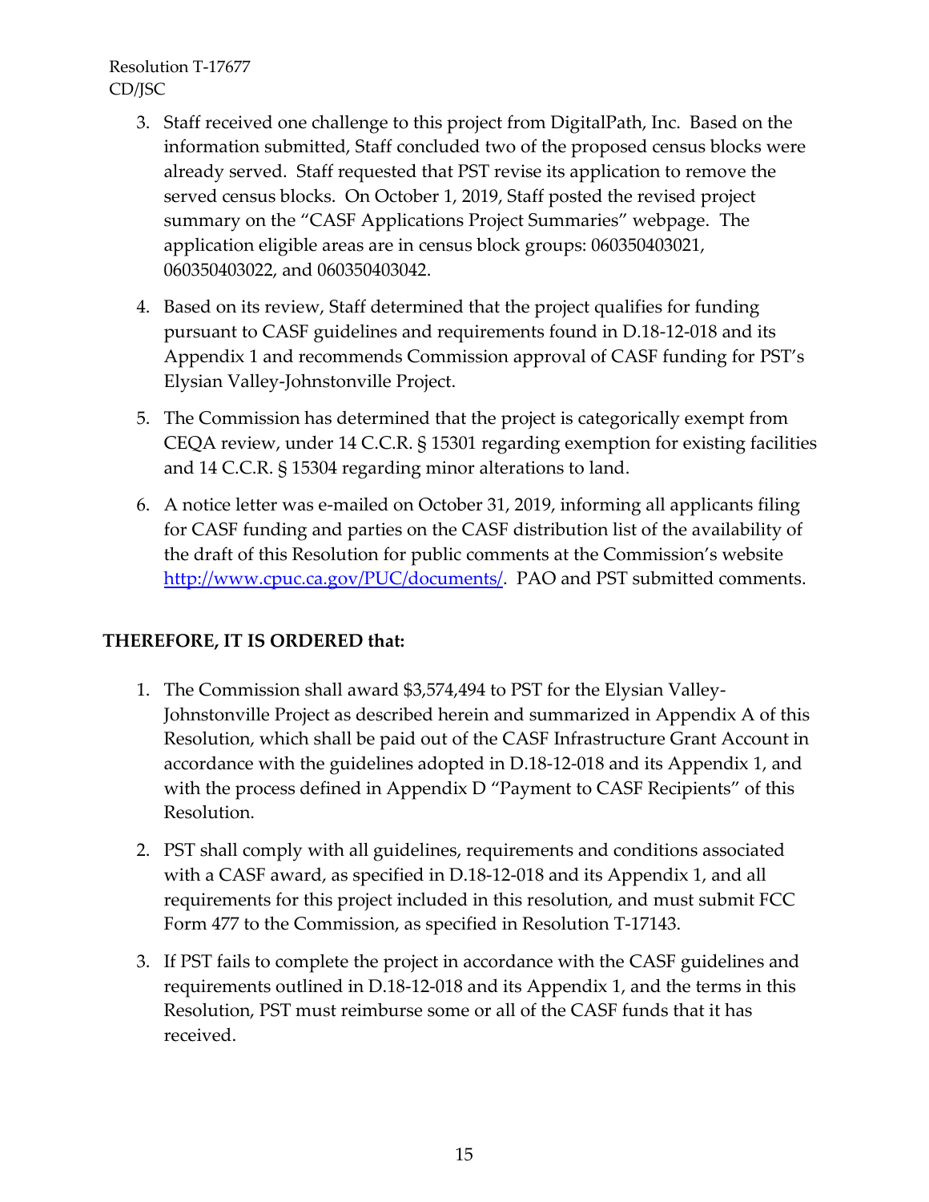3. Staff received one challenge to this project from DigitalPath, Inc. Based on the information submitted, Staff concluded two of the proposed census blocks were already served. Staff requested that PST revise its application to remove the served census blocks. On October 1, 2019, Staff posted the revised project summary on the "CASF Applications Project Summaries" webpage. The application eligible areas are in census block groups: 060350403021, 060350403022, and 060350403042.

4. Based on its review, Staff determined that the project qualifies for funding pursuant to CASF guidelines and requirements found in D.18-12-018 and its Appendix 1 and recommends Commission approval of CASF funding for PST's Elysian Valley-Johnstonville Project.

5. The Commission has determined that the project is categorically exempt from CEQA review, under 14 C.C.R. § 15301 regarding exemption for existing facilities and 14 C.C.R. § 15304 regarding minor alterations to land.

6. A notice letter was e-mailed on October 31, 2019, informing all applicants filing for CASF funding and parties on the CASF distribution list of the availability of the draft of this Resolution for public comments at the Commission's website http://www.cpuc.ca.gov/PUC/documents/. PAO and PST submitted comments.

**THEREFORE, IT IS ORDERED that:**

1. The Commission shall award $3,574,494 to PST for the Elysian Valley-Johnstonville Project as described herein and summarized in Appendix A of this Resolution, which shall be paid out of the CASF Infrastructure Grant Account in accordance with the guidelines adopted in D.18-12-018 and its Appendix 1, and with the process defined in Appendix D "Payment to CASF Recipients" of this Resolution.

2. PST shall comply with all guidelines, requirements and conditions associated with a CASF award, as specified in D.18-12-018 and its Appendix 1, and all requirements for this project included in this resolution, and must submit FCC Form 477 to the Commission, as specified in Resolution T-17143.

3. If PST fails to complete the project in accordance with the CASF guidelines and requirements outlined in D.18-12-018 and its Appendix 1, and the terms in this Resolution, PST must reimburse some or all of the CASF funds that it has received.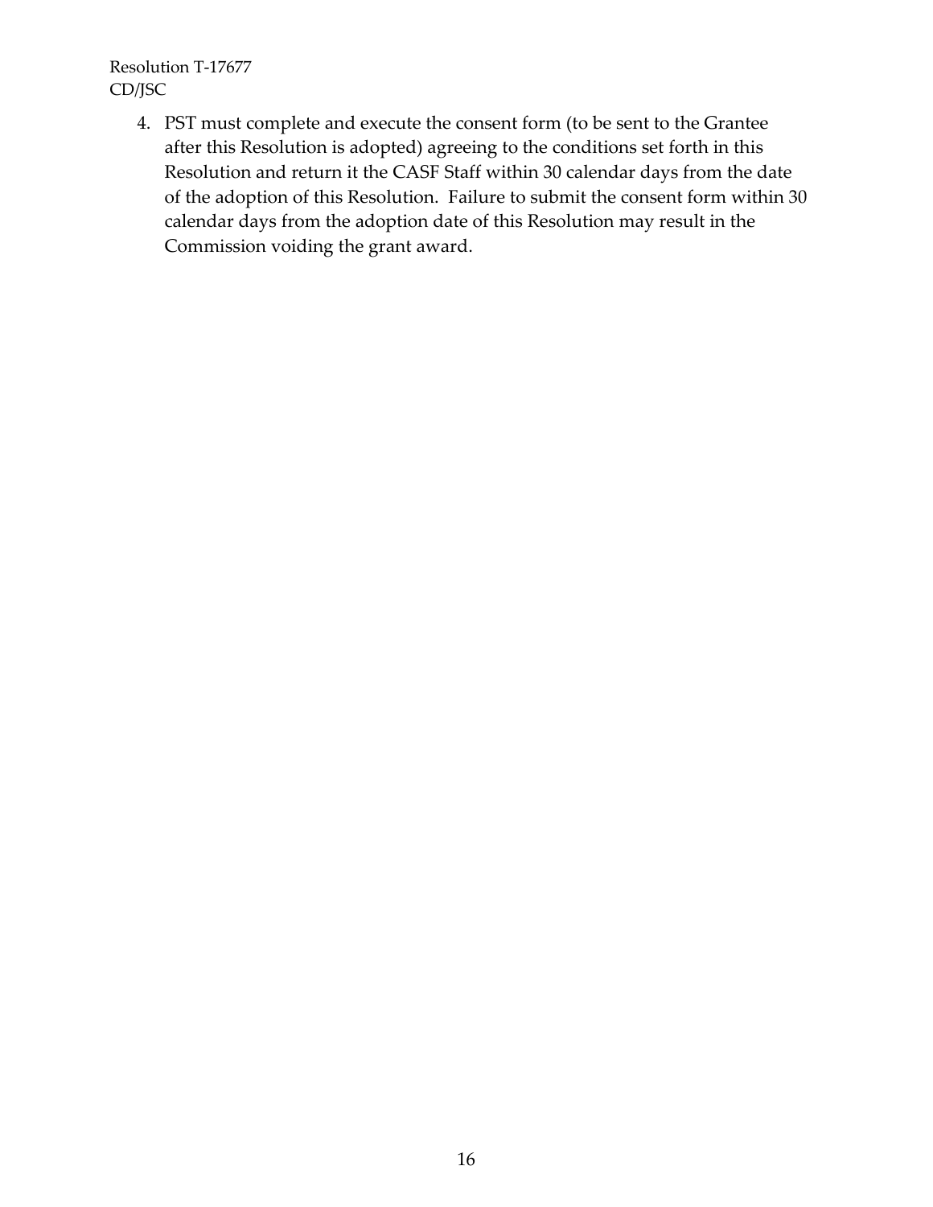4. PST must complete and execute the consent form (to be sent to the Grantee after this Resolution is adopted) agreeing to the conditions set forth in this Resolution and return it the CASF Staff within 30 calendar days from the date of the adoption of this Resolution. Failure to submit the consent form within 30 calendar days from the adoption date of this Resolution may result in the Commission voiding the grant award.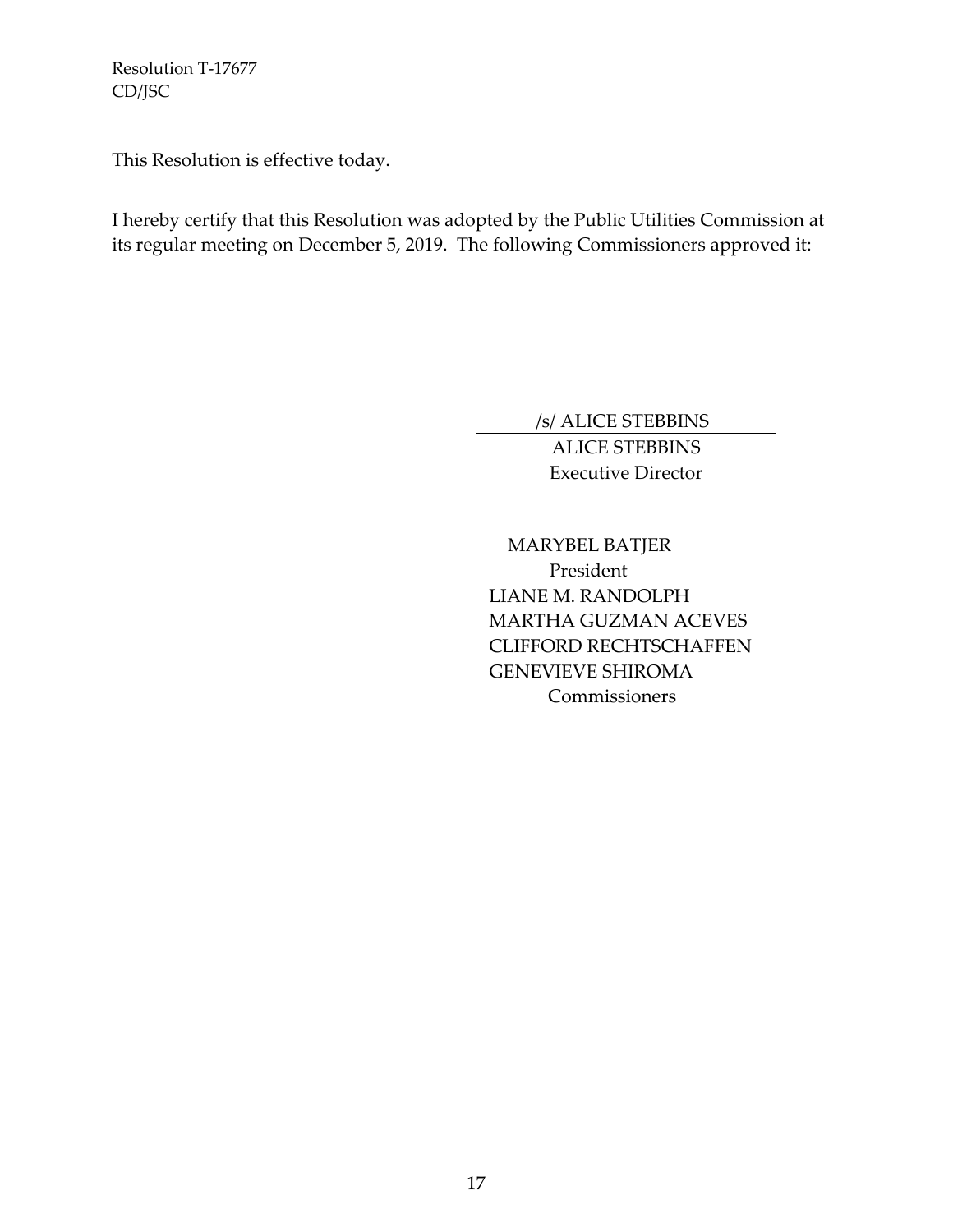This Resolution is effective today.

I hereby certify that this Resolution was adopted by the Public Utilities Commission at its regular meeting on December 5, 2019. The following Commissioners approved it:

/s/ ALICE STEBBINS

ALICE STEBBINS
Executive Director

MARYBEL BATJER
President
LIANE M. RANDOLPH
MARTHA GUZMAN ACEVES
CLIFFORD RECHTSCHAFFEN
GENEVIEVE SHIROMA
Commissioners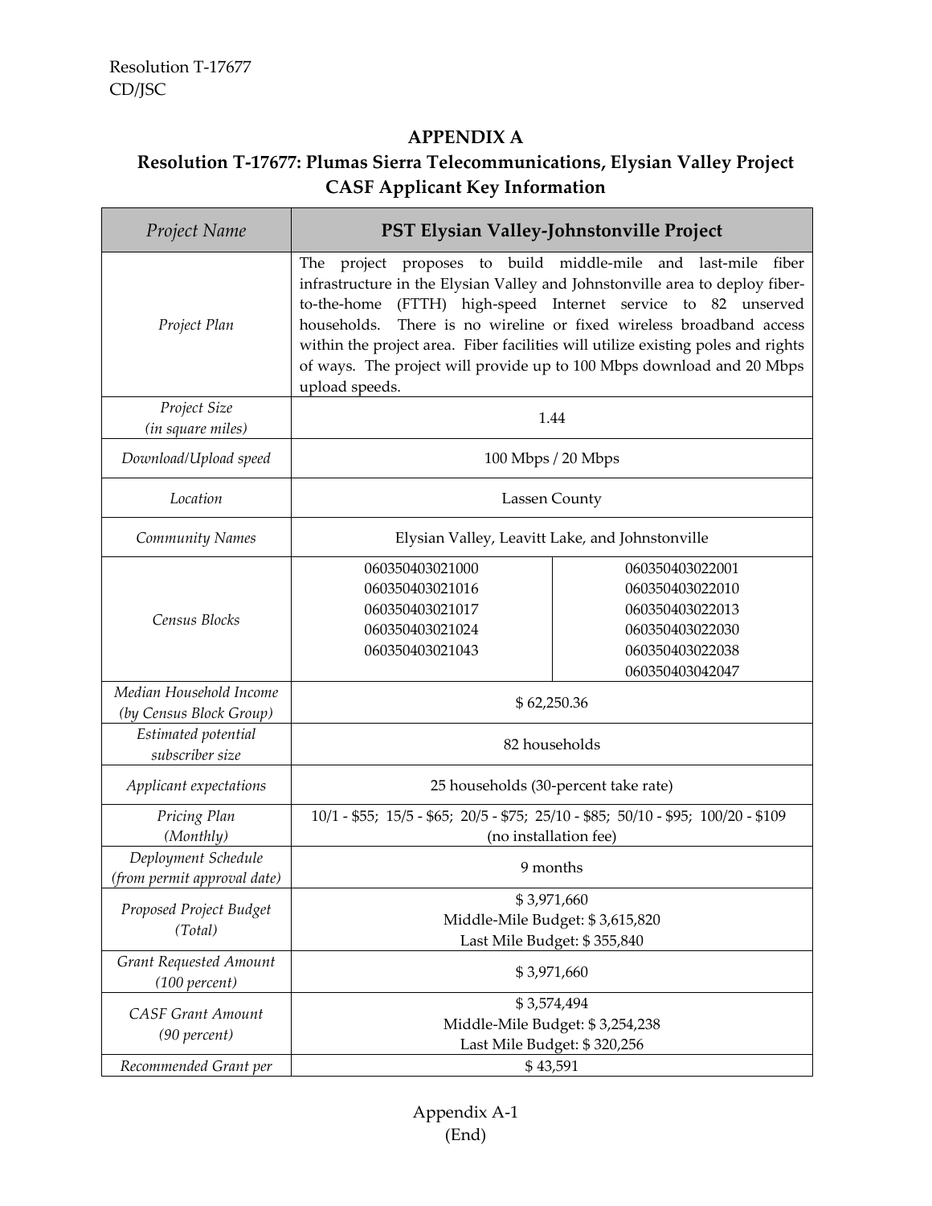## APPENDIX A

## Resolution T-17677: Plumas Sierra Telecommunications, Elysian Valley Project CASF Applicant Key Information

| *Project Name* | **PST Elysian Valley-Johnstonville Project** | |
|---|---|---|
| *Project Plan* | The project proposes to build middle-mile and last-mile fiber infrastructure in the Elysian Valley and Johnstonville area to deploy fiber-to-the-home (FTTH) high-speed Internet service to 82 unserved households. There is no wireline or fixed wireless broadband access within the project area. Fiber facilities will utilize existing poles and rights of ways. The project will provide up to 100 Mbps download and 20 Mbps upload speeds. | |
| *Project Size (in square miles)* | 1.44 | |
| *Download/Upload speed* | 100 Mbps / 20 Mbps | |
| *Location* | Lassen County | |
| *Community Names* | Elysian Valley, Leavitt Lake, and Johnstonville | |
| *Census Blocks* | 060350403021000<br>060350403021016<br>060350403021017<br>060350403021024<br>060350403021043 | 060350403022001<br>060350403022010<br>060350403022013<br>060350403022030<br>060350403022038<br>060350403042047 |
| *Median Household Income (by Census Block Group)* | $ 62,250.36 | |
| *Estimated potential subscriber size* | 82 households | |
| *Applicant expectations* | 25 households (30-percent take rate) | |
| *Pricing Plan (Monthly)* | 10/1 - $55; 15/5 - $65; 20/5 - $75; 25/10 - $85; 50/10 - $95; 100/20 - $109 (no installation fee) | |
| *Deployment Schedule (from permit approval date)* | 9 months | |
| *Proposed Project Budget (Total)* | $ 3,971,660<br>Middle-Mile Budget: $ 3,615,820<br>Last Mile Budget: $ 355,840 | |
| *Grant Requested Amount (100 percent)* | $ 3,971,660 | |
| *CASF Grant Amount (90 percent)* | $ 3,574,494<br>Middle-Mile Budget: $ 3,254,238<br>Last Mile Budget: $ 320,256 | |
| *Recommended Grant per* | $ 43,591 | |

Appendix A-1
(End)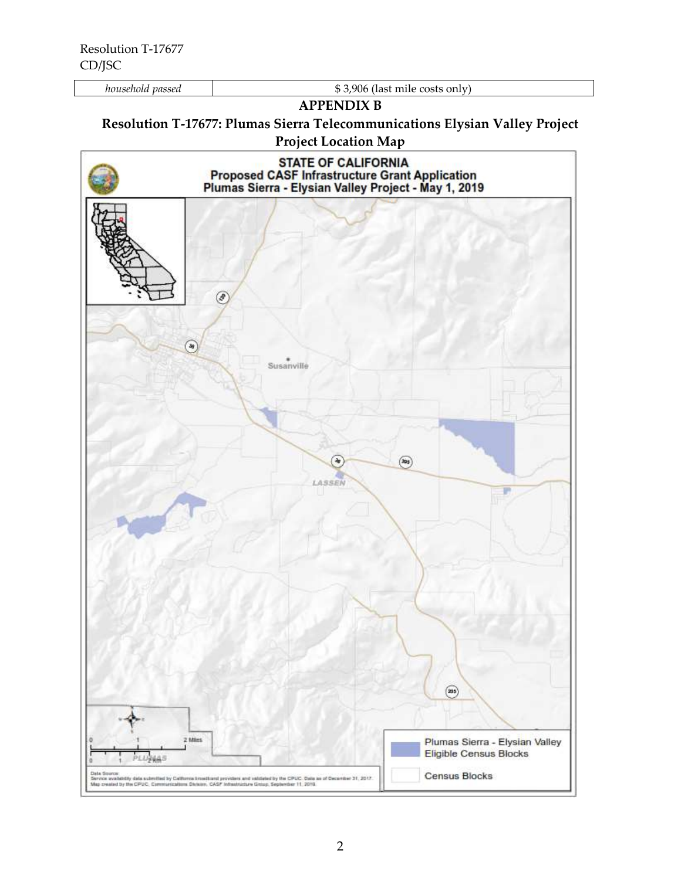| household passed | $ 3,906 (last mile costs only) |
|---|---|

## APPENDIX B

### Resolution T-17677: Plumas Sierra Telecommunications Elysian Valley Project Project Location Map

**STATE OF CALIFORNIA**
**Proposed CASF Infrastructure Grant Application**
**Plumas Sierra - Elysian Valley Project - May 1, 2019**

Susanville

LASSEN

PLUMAS

0 1 2 Miles

0 1 2 Km

Plumas Sierra - Elysian Valley Eligible Census Blocks

Census Blocks

Data Source:
Service availability data submitted by California broadband providers and validated by the CPUC. Data as of December 31, 2017.
Map created by the CPUC, Communications Division, CASF Infrastructure Group, September 11, 2018.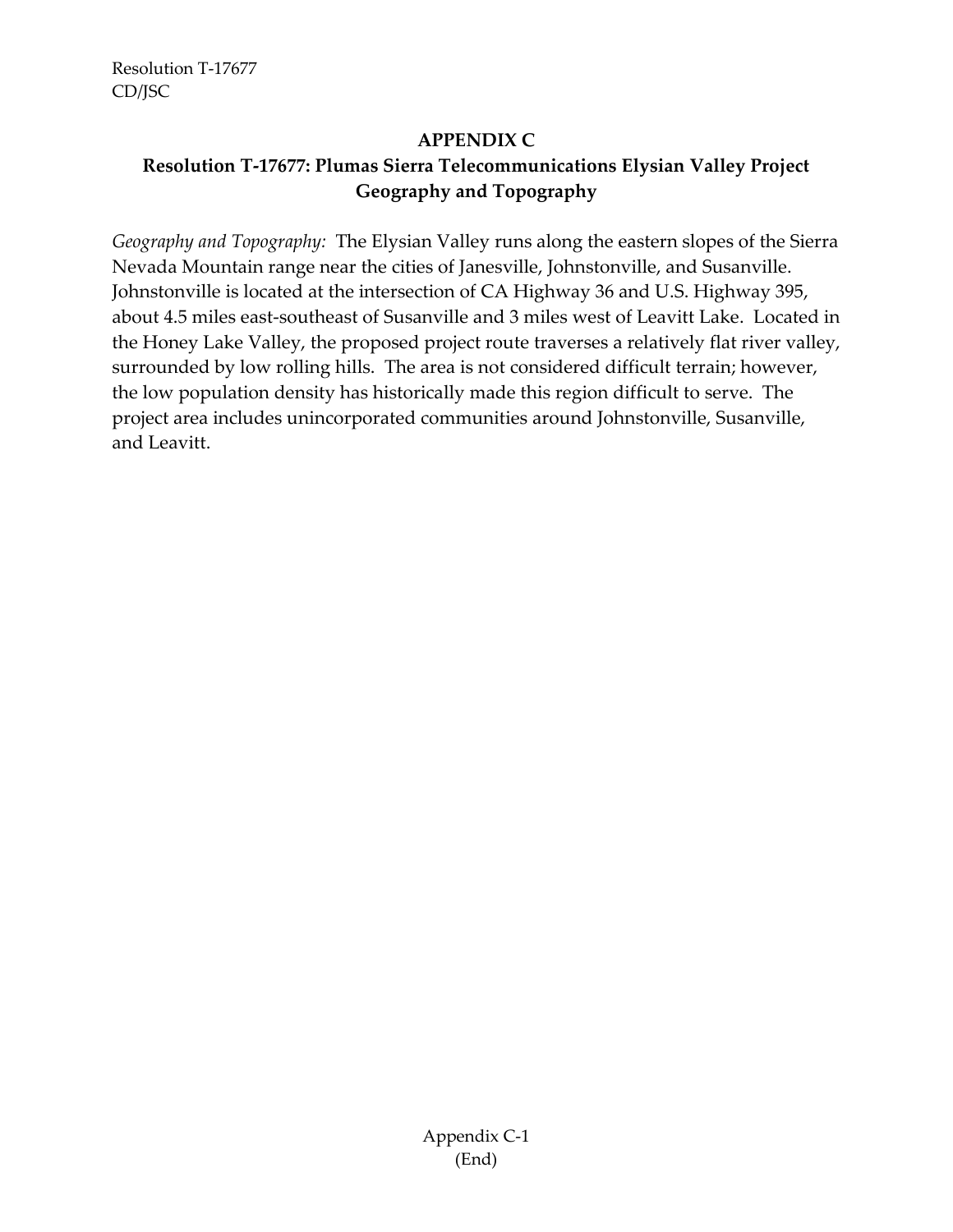## APPENDIX C

## Resolution T-17677: Plumas Sierra Telecommunications Elysian Valley Project Geography and Topography

*Geography and Topography:* The Elysian Valley runs along the eastern slopes of the Sierra Nevada Mountain range near the cities of Janesville, Johnstonville, and Susanville. Johnstonville is located at the intersection of CA Highway 36 and U.S. Highway 395, about 4.5 miles east-southeast of Susanville and 3 miles west of Leavitt Lake. Located in the Honey Lake Valley, the proposed project route traverses a relatively flat river valley, surrounded by low rolling hills. The area is not considered difficult terrain; however, the low population density has historically made this region difficult to serve. The project area includes unincorporated communities around Johnstonville, Susanville, and Leavitt.

(End)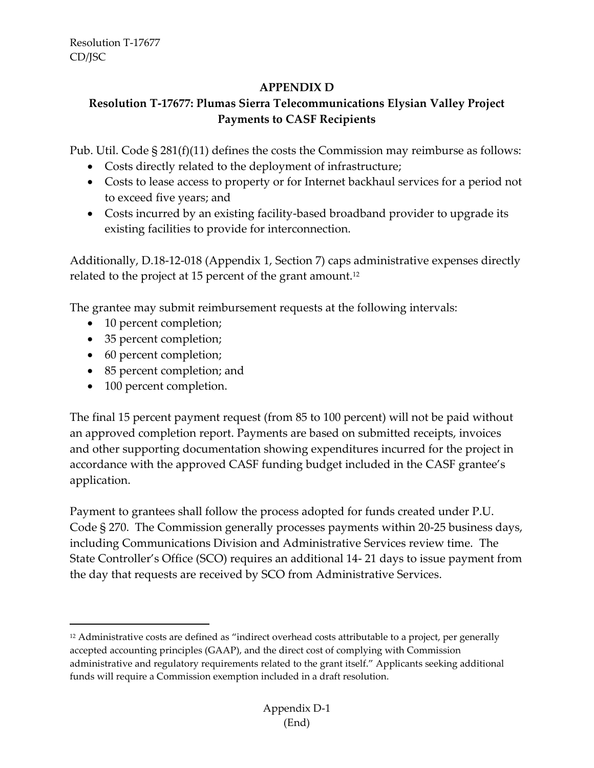**APPENDIX D**

**Resolution T-17677: Plumas Sierra Telecommunications Elysian Valley Project Payments to CASF Recipients**

Pub. Util. Code § 281(f)(11) defines the costs the Commission may reimburse as follows:

- Costs directly related to the deployment of infrastructure;
- Costs to lease access to property or for Internet backhaul services for a period not to exceed five years; and
- Costs incurred by an existing facility-based broadband provider to upgrade its existing facilities to provide for interconnection.

Additionally, D.18-12-018 (Appendix 1, Section 7) caps administrative expenses directly related to the project at 15 percent of the grant amount.[12]

The grantee may submit reimbursement requests at the following intervals:

- 10 percent completion;
- 35 percent completion;
- 60 percent completion;
- 85 percent completion; and
- 100 percent completion.

The final 15 percent payment request (from 85 to 100 percent) will not be paid without an approved completion report. Payments are based on submitted receipts, invoices and other supporting documentation showing expenditures incurred for the project in accordance with the approved CASF funding budget included in the CASF grantee's application.

Payment to grantees shall follow the process adopted for funds created under P.U. Code § 270. The Commission generally processes payments within 20-25 business days, including Communications Division and Administrative Services review time. The State Controller's Office (SCO) requires an additional 14- 21 days to issue payment from the day that requests are received by SCO from Administrative Services.

---

[12] Administrative costs are defined as "indirect overhead costs attributable to a project, per generally accepted accounting principles (GAAP), and the direct cost of complying with Commission administrative and regulatory requirements related to the grant itself." Applicants seeking additional funds will require a Commission exemption included in a draft resolution.

Appendix D-1

(End)